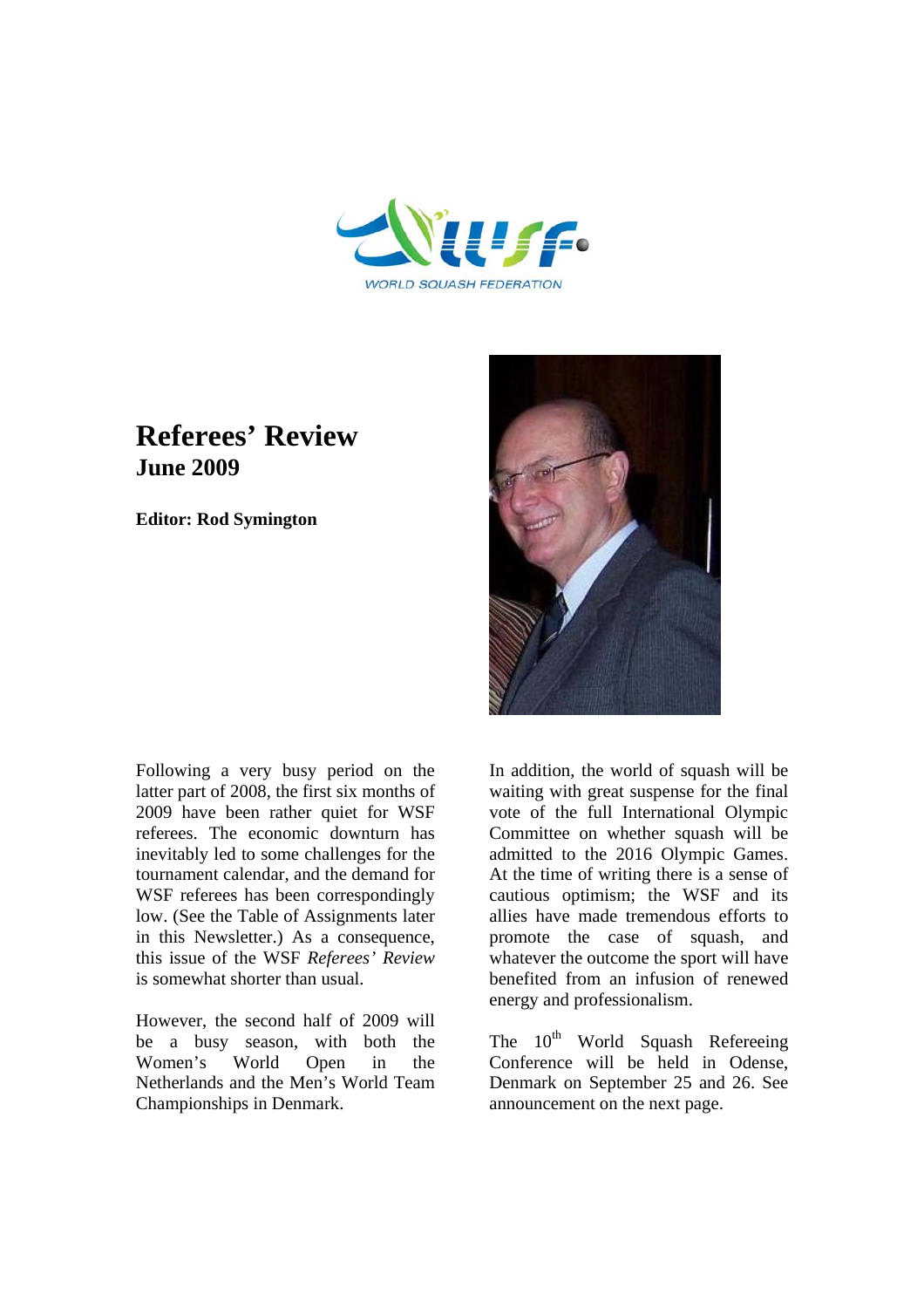WORLD SQUASH FEDERATION

# Referees' Review
## June 2009

**Editor: Rod Symington**

Following a very busy period on the latter part of 2008, the first six months of 2009 have been rather quiet for WSF referees. The economic downturn has inevitably led to some challenges for the tournament calendar, and the demand for WSF referees has been correspondingly low. (See the Table of Assignments later in this Newsletter.) As a consequence, this issue of the WSF *Referees' Review* is somewhat shorter than usual.

However, the second half of 2009 will be a busy season, with both the Women's World Open in the Netherlands and the Men's World Team Championships in Denmark.

In addition, the world of squash will be waiting with great suspense for the final vote of the full International Olympic Committee on whether squash will be admitted to the 2016 Olympic Games. At the time of writing there is a sense of cautious optimism; the WSF and its allies have made tremendous efforts to promote the case of squash, and whatever the outcome the sport will have benefited from an infusion of renewed energy and professionalism.

The 10th World Squash Refereeing Conference will be held in Odense, Denmark on September 25 and 26. See announcement on the next page.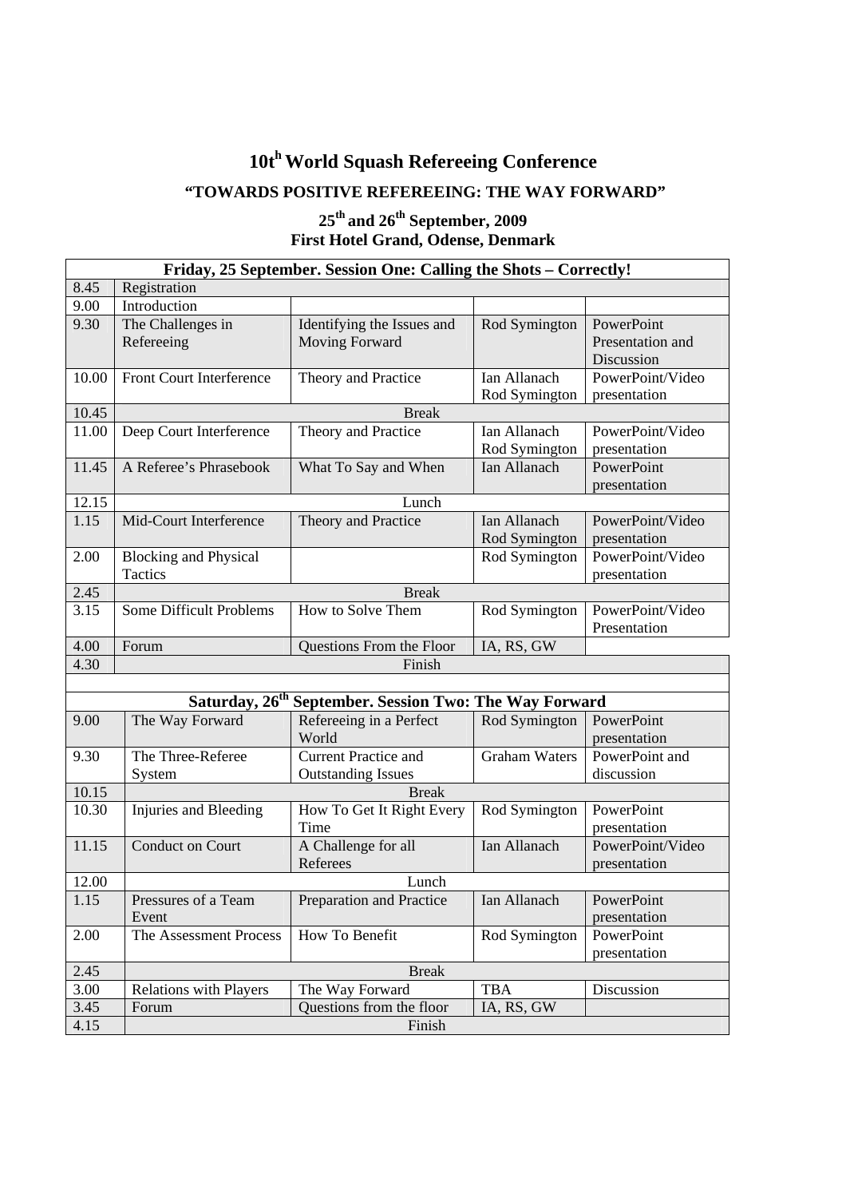# 10th World Squash Refereeing Conference

## "TOWARDS POSITIVE REFEREEING: THE WAY FORWARD"

### 25th and 26th September, 2009
### First Hotel Grand, Odense, Denmark

| Friday, 25 September. Session One: Calling the Shots – Correctly! | | | | |
|---|---|---|---|---|
| 8.45 | Registration | | | |
| 9.00 | Introduction | | | |
| 9.30 | The Challenges in Refereeing | Identifying the Issues and Moving Forward | Rod Symington | PowerPoint Presentation and Discussion |
| 10.00 | Front Court Interference | Theory and Practice | Ian Allanach Rod Symington | PowerPoint/Video presentation |
| 10.45 | Break | | | |
| 11.00 | Deep Court Interference | Theory and Practice | Ian Allanach Rod Symington | PowerPoint/Video presentation |
| 11.45 | A Referee's Phrasebook | What To Say and When | Ian Allanach | PowerPoint presentation |
| 12.15 | Lunch | | | |
| 1.15 | Mid-Court Interference | Theory and Practice | Ian Allanach Rod Symington | PowerPoint/Video presentation |
| 2.00 | Blocking and Physical Tactics | | Rod Symington | PowerPoint/Video presentation |
| 2.45 | Break | | | |
| 3.15 | Some Difficult Problems | How to Solve Them | Rod Symington | PowerPoint/Video Presentation |
| 4.00 | Forum | Questions From the Floor | IA, RS, GW | |
| 4.30 | Finish | | | |

| Saturday, 26th September. Session Two: The Way Forward | | | | |
|---|---|---|---|---|
| 9.00 | The Way Forward | Refereeing in a Perfect World | Rod Symington | PowerPoint presentation |
| 9.30 | The Three-Referee System | Current Practice and Outstanding Issues | Graham Waters | PowerPoint and discussion |
| 10.15 | Break | | | |
| 10.30 | Injuries and Bleeding | How To Get It Right Every Time | Rod Symington | PowerPoint presentation |
| 11.15 | Conduct on Court | A Challenge for all Referees | Ian Allanach | PowerPoint/Video presentation |
| 12.00 | Lunch | | | |
| 1.15 | Pressures of a Team Event | Preparation and Practice | Ian Allanach | PowerPoint presentation |
| 2.00 | The Assessment Process | How To Benefit | Rod Symington | PowerPoint presentation |
| 2.45 | Break | | | |
| 3.00 | Relations with Players | The Way Forward | TBA | Discussion |
| 3.45 | Forum | Questions from the floor | IA, RS, GW | |
| 4.15 | Finish | | | |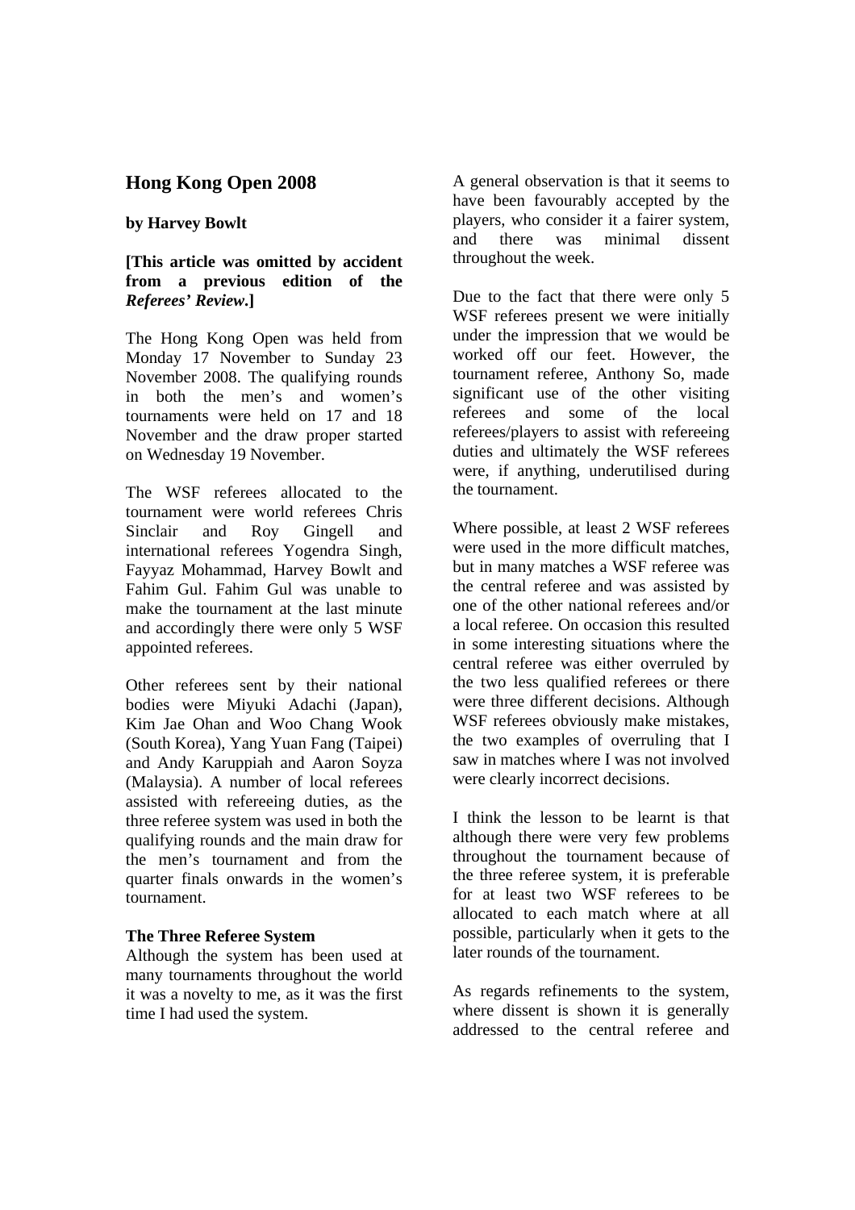## Hong Kong Open 2008

**by Harvey Bowlt**

**[This article was omitted by accident from a previous edition of the *Referees' Review*.]**

The Hong Kong Open was held from Monday 17 November to Sunday 23 November 2008. The qualifying rounds in both the men's and women's tournaments were held on 17 and 18 November and the draw proper started on Wednesday 19 November.

The WSF referees allocated to the tournament were world referees Chris Sinclair and Roy Gingell and international referees Yogendra Singh, Fayyaz Mohammad, Harvey Bowlt and Fahim Gul. Fahim Gul was unable to make the tournament at the last minute and accordingly there were only 5 WSF appointed referees.

Other referees sent by their national bodies were Miyuki Adachi (Japan), Kim Jae Ohan and Woo Chang Wook (South Korea), Yang Yuan Fang (Taipei) and Andy Karuppiah and Aaron Soyza (Malaysia). A number of local referees assisted with refereeing duties, as the three referee system was used in both the qualifying rounds and the main draw for the men's tournament and from the quarter finals onwards in the women's tournament.

**The Three Referee System**

Although the system has been used at many tournaments throughout the world it was a novelty to me, as it was the first time I had used the system.

A general observation is that it seems to have been favourably accepted by the players, who consider it a fairer system, and there was minimal dissent throughout the week.

Due to the fact that there were only 5 WSF referees present we were initially under the impression that we would be worked off our feet. However, the tournament referee, Anthony So, made significant use of the other visiting referees and some of the local referees/players to assist with refereeing duties and ultimately the WSF referees were, if anything, underutilised during the tournament.

Where possible, at least 2 WSF referees were used in the more difficult matches, but in many matches a WSF referee was the central referee and was assisted by one of the other national referees and/or a local referee. On occasion this resulted in some interesting situations where the central referee was either overruled by the two less qualified referees or there were three different decisions. Although WSF referees obviously make mistakes, the two examples of overruling that I saw in matches where I was not involved were clearly incorrect decisions.

I think the lesson to be learnt is that although there were very few problems throughout the tournament because of the three referee system, it is preferable for at least two WSF referees to be allocated to each match where at all possible, particularly when it gets to the later rounds of the tournament.

As regards refinements to the system, where dissent is shown it is generally addressed to the central referee and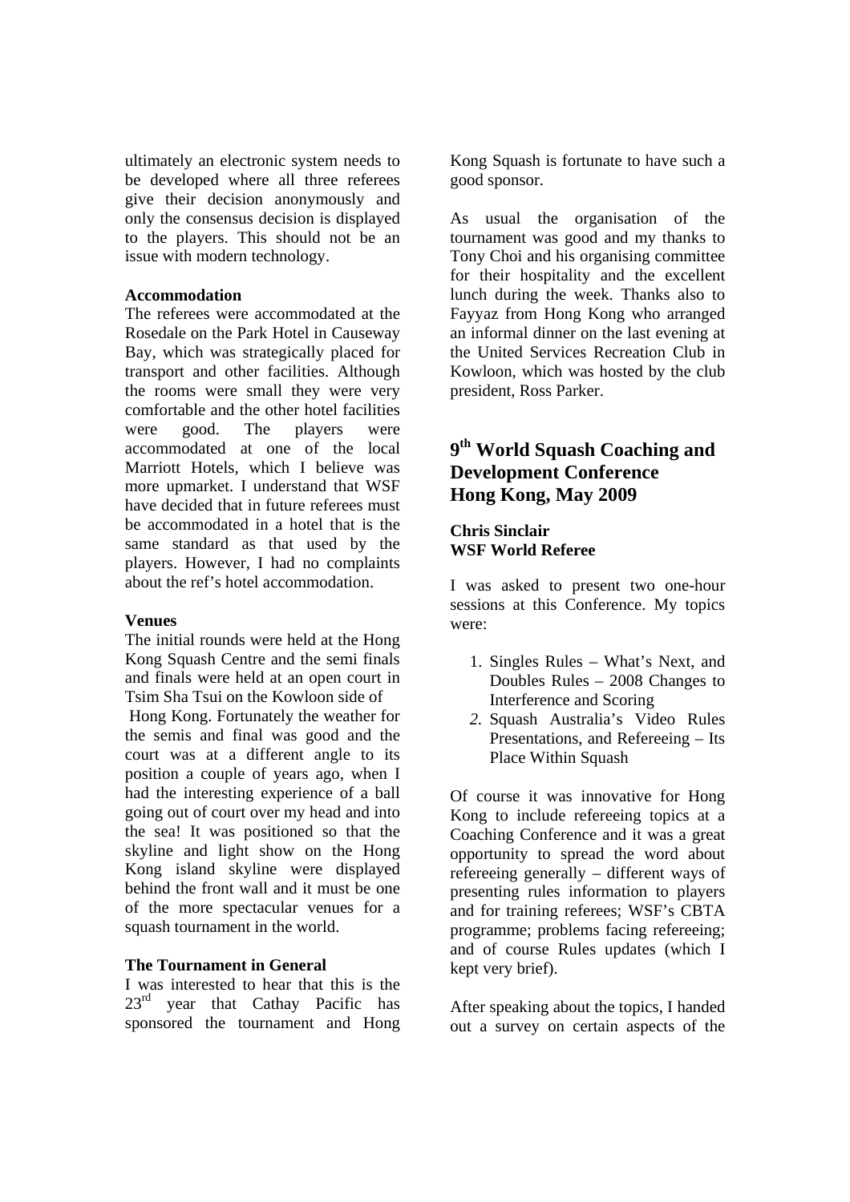ultimately an electronic system needs to be developed where all three referees give their decision anonymously and only the consensus decision is displayed to the players. This should not be an issue with modern technology.

**Accommodation**

The referees were accommodated at the Rosedale on the Park Hotel in Causeway Bay, which was strategically placed for transport and other facilities. Although the rooms were small they were very comfortable and the other hotel facilities were good. The players were accommodated at one of the local Marriott Hotels, which I believe was more upmarket. I understand that WSF have decided that in future referees must be accommodated in a hotel that is the same standard as that used by the players. However, I had no complaints about the ref's hotel accommodation.

**Venues**

The initial rounds were held at the Hong Kong Squash Centre and the semi finals and finals were held at an open court in Tsim Sha Tsui on the Kowloon side of Hong Kong. Fortunately the weather for the semis and final was good and the court was at a different angle to its position a couple of years ago, when I had the interesting experience of a ball going out of court over my head and into the sea! It was positioned so that the skyline and light show on the Hong Kong island skyline were displayed behind the front wall and it must be one of the more spectacular venues for a squash tournament in the world.

**The Tournament in General**

I was interested to hear that this is the 23rd year that Cathay Pacific has sponsored the tournament and Hong Kong Squash is fortunate to have such a good sponsor.

As usual the organisation of the tournament was good and my thanks to Tony Choi and his organising committee for their hospitality and the excellent lunch during the week. Thanks also to Fayyaz from Hong Kong who arranged an informal dinner on the last evening at the United Services Recreation Club in Kowloon, which was hosted by the club president, Ross Parker.

## 9th World Squash Coaching and Development Conference Hong Kong, May 2009

**Chris Sinclair**
**WSF World Referee**

I was asked to present two one-hour sessions at this Conference. My topics were:

1. Singles Rules – What's Next, and Doubles Rules – 2008 Changes to Interference and Scoring
2. Squash Australia's Video Rules Presentations, and Refereeing – Its Place Within Squash

Of course it was innovative for Hong Kong to include refereeing topics at a Coaching Conference and it was a great opportunity to spread the word about refereeing generally – different ways of presenting rules information to players and for training referees; WSF's CBTA programme; problems facing refereeing; and of course Rules updates (which I kept very brief).

After speaking about the topics, I handed out a survey on certain aspects of the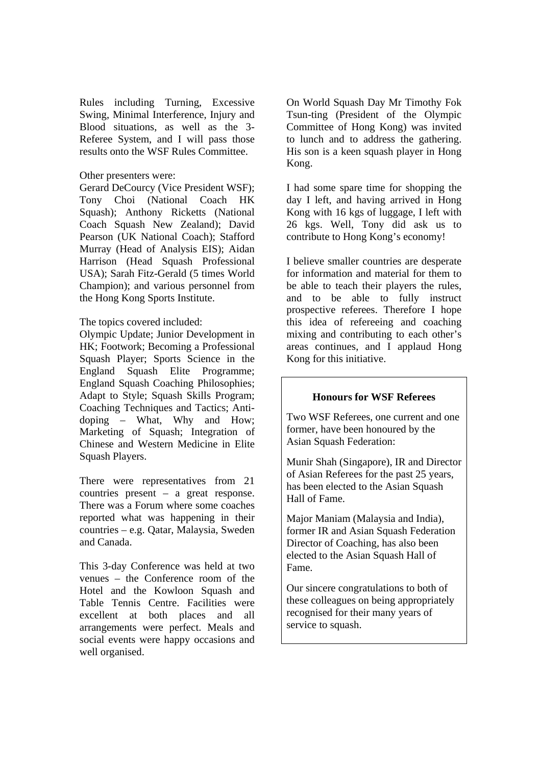Rules including Turning, Excessive Swing, Minimal Interference, Injury and Blood situations, as well as the 3-Referee System, and I will pass those results onto the WSF Rules Committee.

Other presenters were:
Gerard DeCourcy (Vice President WSF); Tony Choi (National Coach HK Squash); Anthony Ricketts (National Coach Squash New Zealand); David Pearson (UK National Coach); Stafford Murray (Head of Analysis EIS); Aidan Harrison (Head Squash Professional USA); Sarah Fitz-Gerald (5 times World Champion); and various personnel from the Hong Kong Sports Institute.

The topics covered included:
Olympic Update; Junior Development in HK; Footwork; Becoming a Professional Squash Player; Sports Science in the England Squash Elite Programme; England Squash Coaching Philosophies; Adapt to Style; Squash Skills Program; Coaching Techniques and Tactics; Anti-doping – What, Why and How; Marketing of Squash; Integration of Chinese and Western Medicine in Elite Squash Players.

There were representatives from 21 countries present – a great response. There was a Forum where some coaches reported what was happening in their countries – e.g. Qatar, Malaysia, Sweden and Canada.

This 3-day Conference was held at two venues – the Conference room of the Hotel and the Kowloon Squash and Table Tennis Centre. Facilities were excellent at both places and all arrangements were perfect. Meals and social events were happy occasions and well organised.

On World Squash Day Mr Timothy Fok Tsun-ting (President of the Olympic Committee of Hong Kong) was invited to lunch and to address the gathering. His son is a keen squash player in Hong Kong.

I had some spare time for shopping the day I left, and having arrived in Hong Kong with 16 kgs of luggage, I left with 26 kgs. Well, Tony did ask us to contribute to Hong Kong's economy!

I believe smaller countries are desperate for information and material for them to be able to teach their players the rules, and to be able to fully instruct prospective referees. Therefore I hope this idea of refereeing and coaching mixing and contributing to each other's areas continues, and I applaud Hong Kong for this initiative.

### Honours for WSF Referees

Two WSF Referees, one current and one former, have been honoured by the Asian Squash Federation:

Munir Shah (Singapore), IR and Director of Asian Referees for the past 25 years, has been elected to the Asian Squash Hall of Fame.

Major Maniam (Malaysia and India), former IR and Asian Squash Federation Director of Coaching, has also been elected to the Asian Squash Hall of Fame.

Our sincere congratulations to both of these colleagues on being appropriately recognised for their many years of service to squash.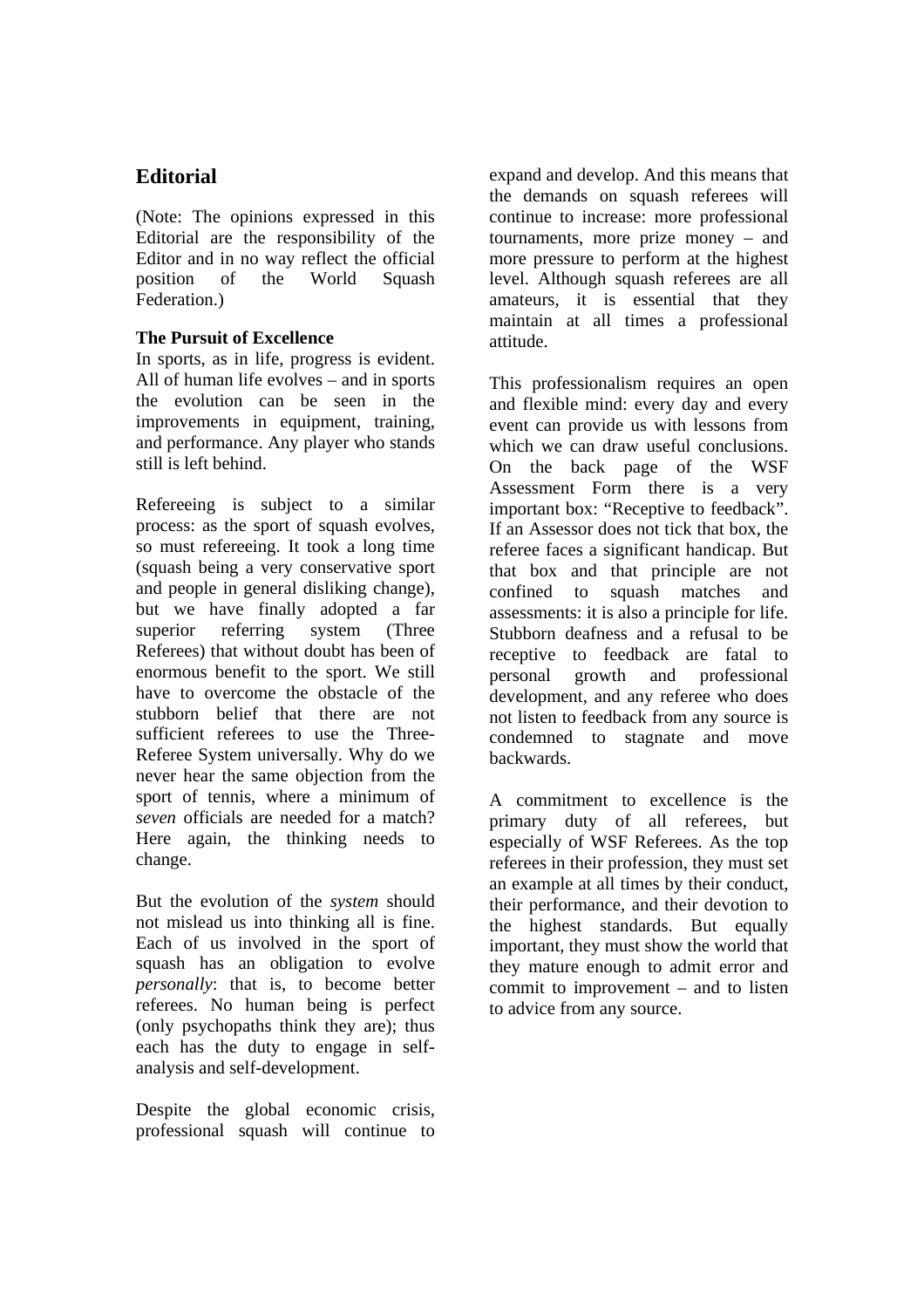## Editorial

(Note: The opinions expressed in this Editorial are the responsibility of the Editor and in no way reflect the official position of the World Squash Federation.)

**The Pursuit of Excellence**

In sports, as in life, progress is evident. All of human life evolves – and in sports the evolution can be seen in the improvements in equipment, training, and performance. Any player who stands still is left behind.

Refereeing is subject to a similar process: as the sport of squash evolves, so must refereeing. It took a long time (squash being a very conservative sport and people in general disliking change), but we have finally adopted a far superior referring system (Three Referees) that without doubt has been of enormous benefit to the sport. We still have to overcome the obstacle of the stubborn belief that there are not sufficient referees to use the Three-Referee System universally. Why do we never hear the same objection from the sport of tennis, where a minimum of *seven* officials are needed for a match? Here again, the thinking needs to change.

But the evolution of the *system* should not mislead us into thinking all is fine. Each of us involved in the sport of squash has an obligation to evolve *personally*: that is, to become better referees. No human being is perfect (only psychopaths think they are); thus each has the duty to engage in self-analysis and self-development.

Despite the global economic crisis, professional squash will continue to expand and develop. And this means that the demands on squash referees will continue to increase: more professional tournaments, more prize money – and more pressure to perform at the highest level. Although squash referees are all amateurs, it is essential that they maintain at all times a professional attitude.

This professionalism requires an open and flexible mind: every day and every event can provide us with lessons from which we can draw useful conclusions. On the back page of the WSF Assessment Form there is a very important box: "Receptive to feedback". If an Assessor does not tick that box, the referee faces a significant handicap. But that box and that principle are not confined to squash matches and assessments: it is also a principle for life. Stubborn deafness and a refusal to be receptive to feedback are fatal to personal growth and professional development, and any referee who does not listen to feedback from any source is condemned to stagnate and move backwards.

A commitment to excellence is the primary duty of all referees, but especially of WSF Referees. As the top referees in their profession, they must set an example at all times by their conduct, their performance, and their devotion to the highest standards. But equally important, they must show the world that they mature enough to admit error and commit to improvement – and to listen to advice from any source.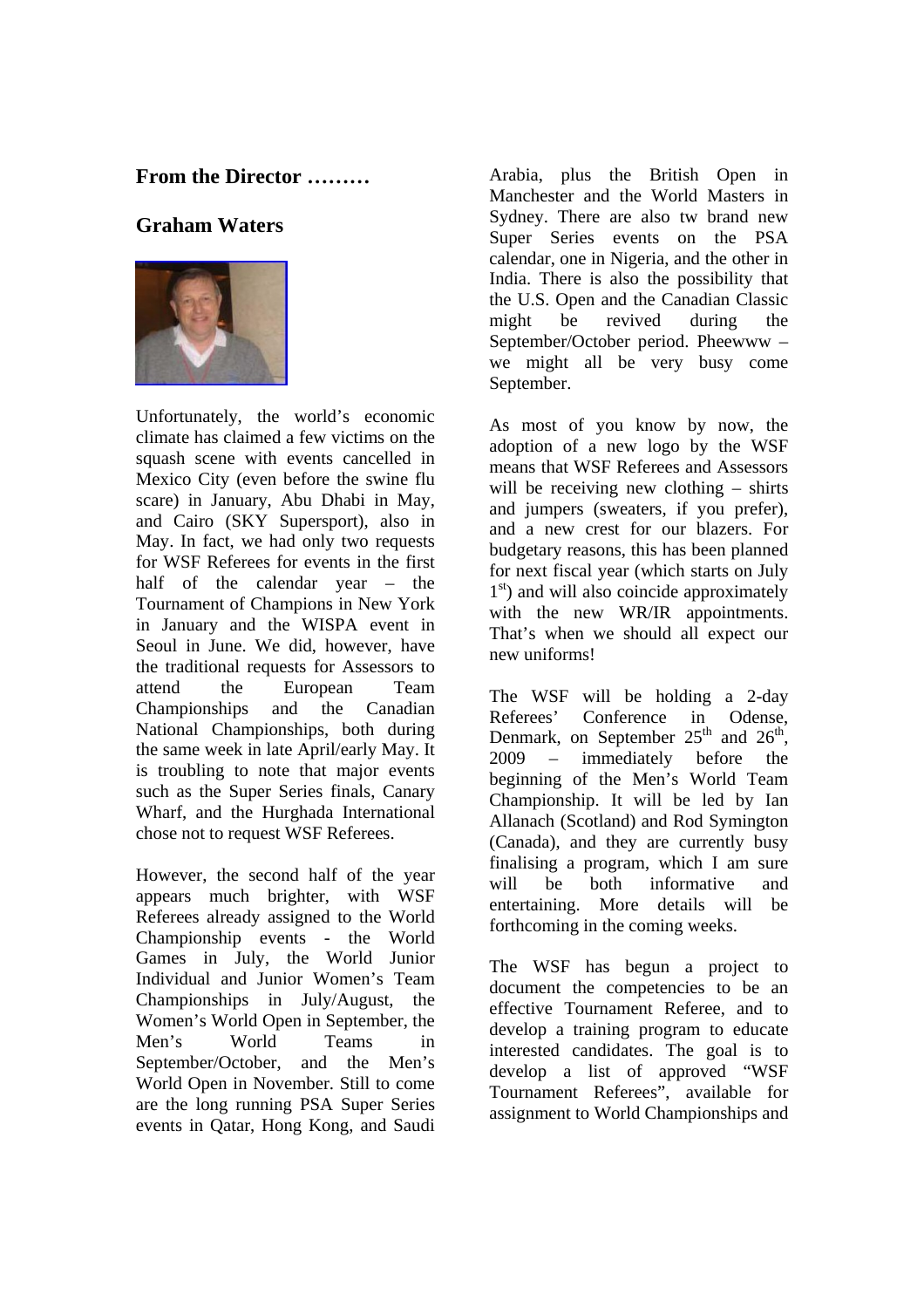## From the Director ………

## Graham Waters

Unfortunately, the world's economic climate has claimed a few victims on the squash scene with events cancelled in Mexico City (even before the swine flu scare) in January, Abu Dhabi in May, and Cairo (SKY Supersport), also in May. In fact, we had only two requests for WSF Referees for events in the first half of the calendar year – the Tournament of Champions in New York in January and the WISPA event in Seoul in June. We did, however, have the traditional requests for Assessors to attend the European Team Championships and the Canadian National Championships, both during the same week in late April/early May. It is troubling to note that major events such as the Super Series finals, Canary Wharf, and the Hurghada International chose not to request WSF Referees.

However, the second half of the year appears much brighter, with WSF Referees already assigned to the World Championship events - the World Games in July, the World Junior Individual and Junior Women's Team Championships in July/August, the Women's World Open in September, the Men's World Teams in September/October, and the Men's World Open in November. Still to come are the long running PSA Super Series events in Qatar, Hong Kong, and Saudi Arabia, plus the British Open in Manchester and the World Masters in Sydney. There are also tw brand new Super Series events on the PSA calendar, one in Nigeria, and the other in India. There is also the possibility that the U.S. Open and the Canadian Classic might be revived during the September/October period. Pheewww – we might all be very busy come September.

As most of you know by now, the adoption of a new logo by the WSF means that WSF Referees and Assessors will be receiving new clothing – shirts and jumpers (sweaters, if you prefer), and a new crest for our blazers. For budgetary reasons, this has been planned for next fiscal year (which starts on July 1st) and will also coincide approximately with the new WR/IR appointments. That's when we should all expect our new uniforms!

The WSF will be holding a 2-day Referees' Conference in Odense, Denmark, on September 25th and 26th, 2009 – immediately before the beginning of the Men's World Team Championship. It will be led by Ian Allanach (Scotland) and Rod Symington (Canada), and they are currently busy finalising a program, which I am sure will be both informative and entertaining. More details will be forthcoming in the coming weeks.

The WSF has begun a project to document the competencies to be an effective Tournament Referee, and to develop a training program to educate interested candidates. The goal is to develop a list of approved "WSF Tournament Referees", available for assignment to World Championships and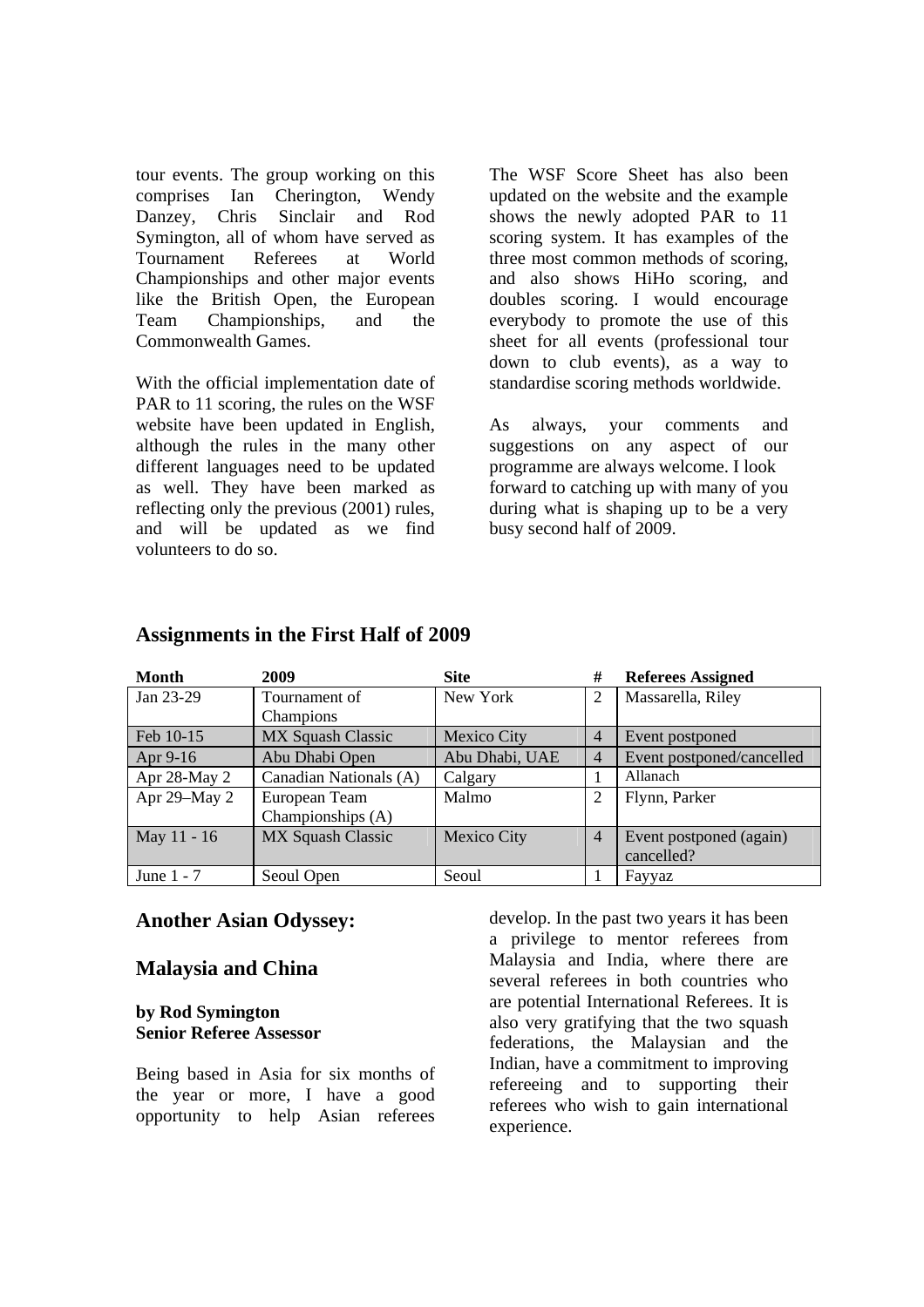tour events. The group working on this comprises Ian Cherington, Wendy Danzey, Chris Sinclair and Rod Symington, all of whom have served as Tournament Referees at World Championships and other major events like the British Open, the European Team Championships, and the Commonwealth Games.

With the official implementation date of PAR to 11 scoring, the rules on the WSF website have been updated in English, although the rules in the many other different languages need to be updated as well. They have been marked as reflecting only the previous (2001) rules, and will be updated as we find volunteers to do so.

The WSF Score Sheet has also been updated on the website and the example shows the newly adopted PAR to 11 scoring system. It has examples of the three most common methods of scoring, and also shows HiHo scoring, and doubles scoring. I would encourage everybody to promote the use of this sheet for all events (professional tour down to club events), as a way to standardise scoring methods worldwide.

As always, your comments and suggestions on any aspect of our programme are always welcome. I look forward to catching up with many of you during what is shaping up to be a very busy second half of 2009.

## Assignments in the First Half of 2009

| Month | 2009 | Site | # | Referees Assigned |
|---|---|---|---|---|
| Jan 23-29 | Tournament of Champions | New York | 2 | Massarella, Riley |
| Feb 10-15 | MX Squash Classic | Mexico City | 4 | Event postponed |
| Apr 9-16 | Abu Dhabi Open | Abu Dhabi, UAE | 4 | Event postponed/cancelled |
| Apr 28-May 2 | Canadian Nationals (A) | Calgary | 1 | Allanach |
| Apr 29–May 2 | European Team Championships (A) | Malmo | 2 | Flynn, Parker |
| May 11 - 16 | MX Squash Classic | Mexico City | 4 | Event postponed (again) cancelled? |
| June 1 - 7 | Seoul Open | Seoul | 1 | Fayyaz |

## Another Asian Odyssey:

## Malaysia and China

**by Rod Symington**
**Senior Referee Assessor**

Being based in Asia for six months of the year or more, I have a good opportunity to help Asian referees develop. In the past two years it has been a privilege to mentor referees from Malaysia and India, where there are several referees in both countries who are potential International Referees. It is also very gratifying that the two squash federations, the Malaysian and the Indian, have a commitment to improving refereeing and to supporting their referees who wish to gain international experience.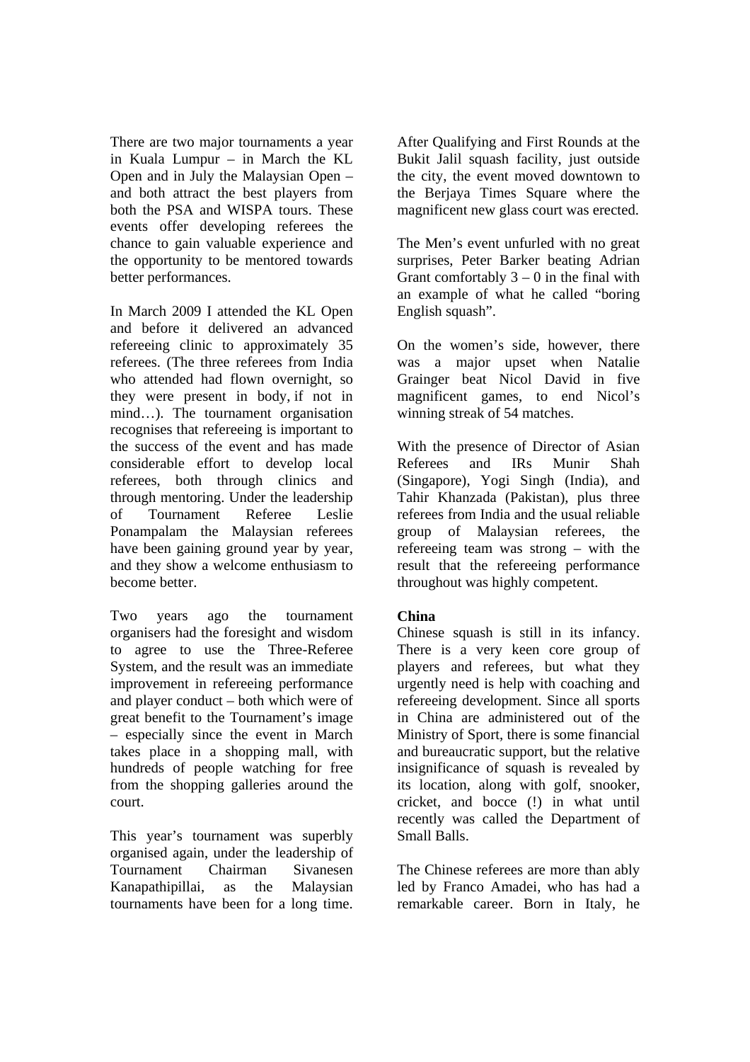There are two major tournaments a year in Kuala Lumpur – in March the KL Open and in July the Malaysian Open – and both attract the best players from both the PSA and WISPA tours. These events offer developing referees the chance to gain valuable experience and the opportunity to be mentored towards better performances.

In March 2009 I attended the KL Open and before it delivered an advanced refereeing clinic to approximately 35 referees. (The three referees from India who attended had flown overnight, so they were present in body, if not in mind…). The tournament organisation recognises that refereeing is important to the success of the event and has made considerable effort to develop local referees, both through clinics and through mentoring. Under the leadership of Tournament Referee Leslie Ponampalam the Malaysian referees have been gaining ground year by year, and they show a welcome enthusiasm to become better.

Two years ago the tournament organisers had the foresight and wisdom to agree to use the Three-Referee System, and the result was an immediate improvement in refereeing performance and player conduct – both which were of great benefit to the Tournament's image – especially since the event in March takes place in a shopping mall, with hundreds of people watching for free from the shopping galleries around the court.

This year's tournament was superbly organised again, under the leadership of Tournament Chairman Sivanesen Kanapathipillai, as the Malaysian tournaments have been for a long time. After Qualifying and First Rounds at the Bukit Jalil squash facility, just outside the city, the event moved downtown to the Berjaya Times Square where the magnificent new glass court was erected.

The Men's event unfurled with no great surprises, Peter Barker beating Adrian Grant comfortably 3 – 0 in the final with an example of what he called "boring English squash".

On the women's side, however, there was a major upset when Natalie Grainger beat Nicol David in five magnificent games, to end Nicol's winning streak of 54 matches.

With the presence of Director of Asian Referees and IRs Munir Shah (Singapore), Yogi Singh (India), and Tahir Khanzada (Pakistan), plus three referees from India and the usual reliable group of Malaysian referees, the refereeing team was strong – with the result that the refereeing performance throughout was highly competent.

**China**

Chinese squash is still in its infancy. There is a very keen core group of players and referees, but what they urgently need is help with coaching and refereeing development. Since all sports in China are administered out of the Ministry of Sport, there is some financial and bureaucratic support, but the relative insignificance of squash is revealed by its location, along with golf, snooker, cricket, and bocce (!) in what until recently was called the Department of Small Balls.

The Chinese referees are more than ably led by Franco Amadei, who has had a remarkable career. Born in Italy, he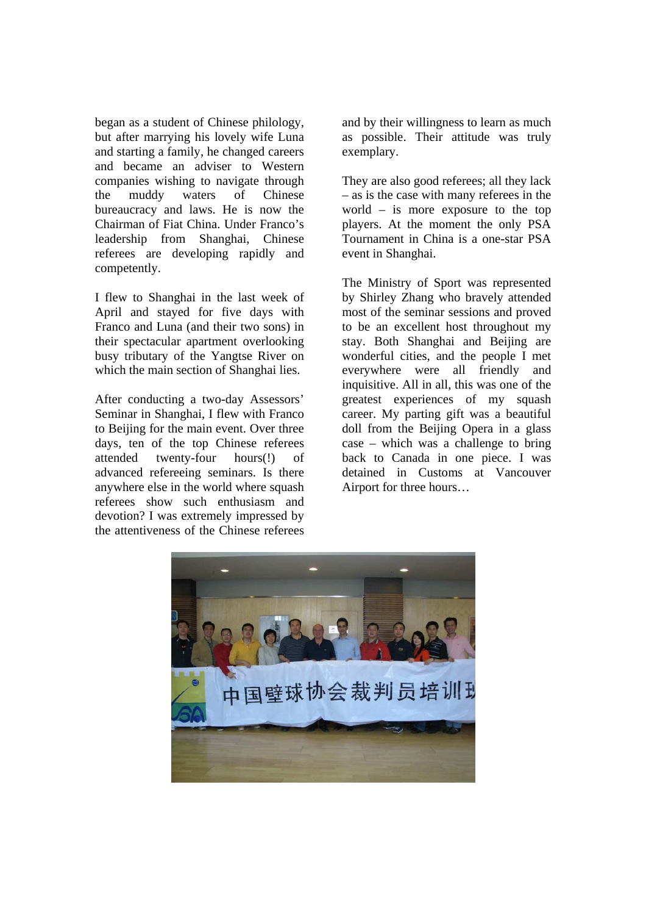began as a student of Chinese philology, but after marrying his lovely wife Luna and starting a family, he changed careers and became an adviser to Western companies wishing to navigate through the muddy waters of Chinese bureaucracy and laws. He is now the Chairman of Fiat China. Under Franco's leadership from Shanghai, Chinese referees are developing rapidly and competently.

I flew to Shanghai in the last week of April and stayed for five days with Franco and Luna (and their two sons) in their spectacular apartment overlooking busy tributary of the Yangtse River on which the main section of Shanghai lies.

After conducting a two-day Assessors' Seminar in Shanghai, I flew with Franco to Beijing for the main event. Over three days, ten of the top Chinese referees attended twenty-four hours(!) of advanced refereeing seminars. Is there anywhere else in the world where squash referees show such enthusiasm and devotion? I was extremely impressed by the attentiveness of the Chinese referees and by their willingness to learn as much as possible. Their attitude was truly exemplary.

They are also good referees; all they lack – as is the case with many referees in the world – is more exposure to the top players. At the moment the only PSA Tournament in China is a one-star PSA event in Shanghai.

The Ministry of Sport was represented by Shirley Zhang who bravely attended most of the seminar sessions and proved to be an excellent host throughout my stay. Both Shanghai and Beijing are wonderful cities, and the people I met everywhere were all friendly and inquisitive. All in all, this was one of the greatest experiences of my squash career. My parting gift was a beautiful doll from the Beijing Opera in a glass case – which was a challenge to bring back to Canada in one piece. I was detained in Customs at Vancouver Airport for three hours…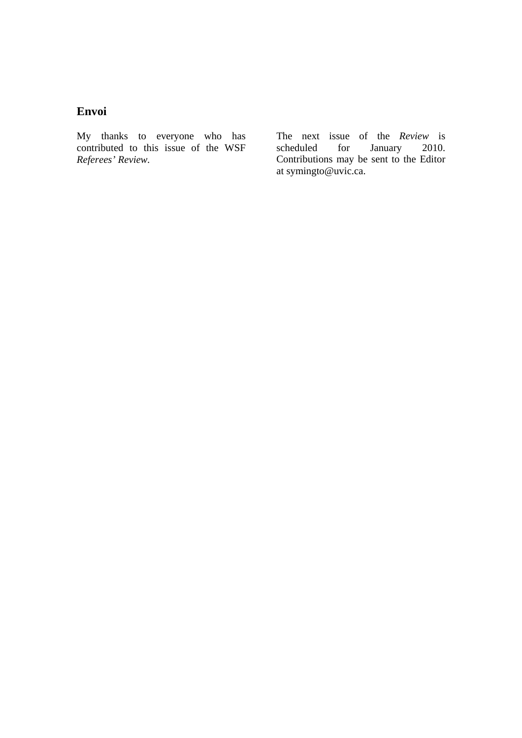## Envoi

My thanks to everyone who has contributed to this issue of the WSF *Referees' Review*.

The next issue of the *Review* is scheduled for January 2010. Contributions may be sent to the Editor at symingto@uvic.ca.